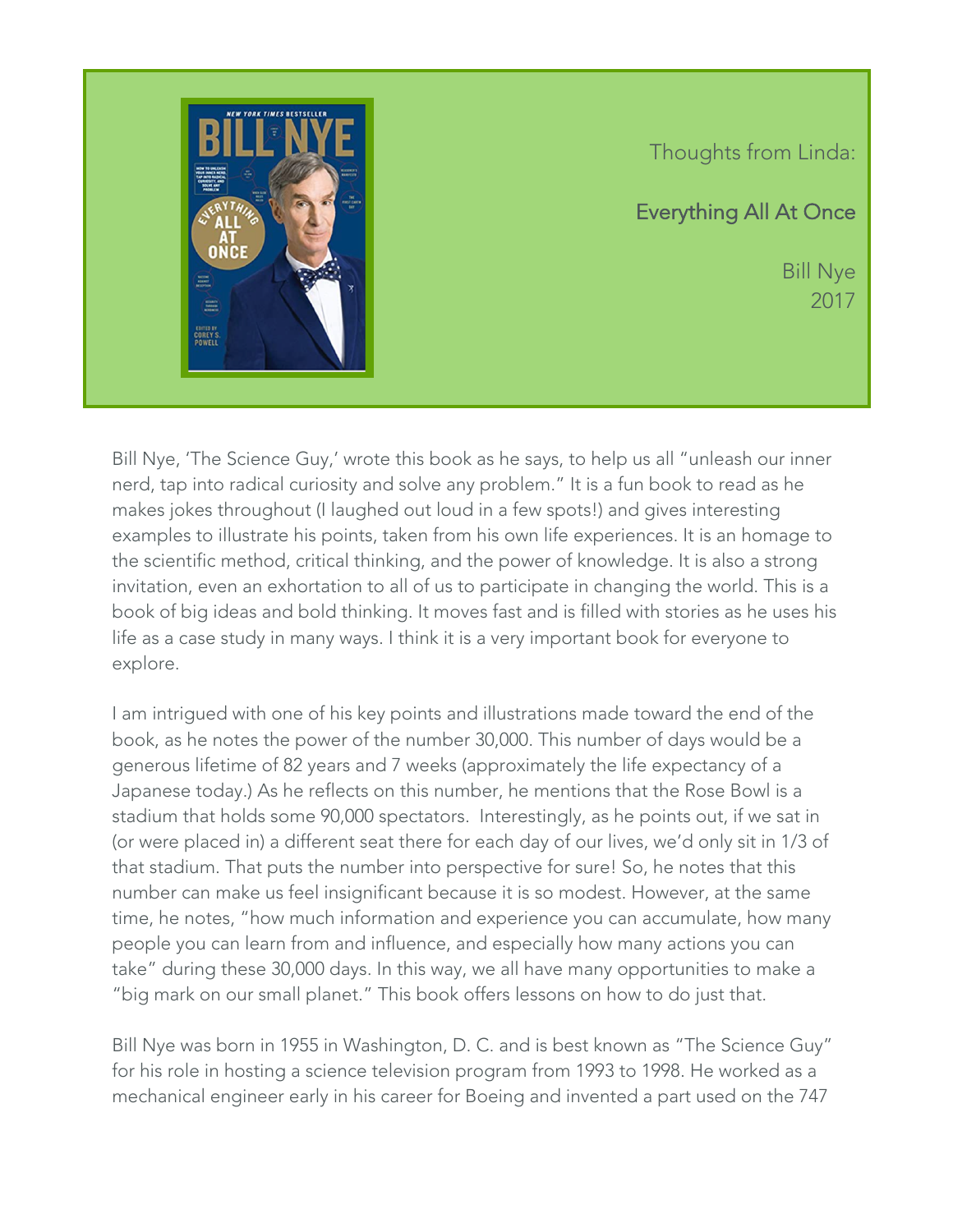Thoughts from Linda:

## Everything All At Once

Bill Nye
2017

Bill Nye, 'The Science Guy,' wrote this book as he says, to help us all "unleash our inner nerd, tap into radical curiosity and solve any problem." It is a fun book to read as he makes jokes throughout (I laughed out loud in a few spots!) and gives interesting examples to illustrate his points, taken from his own life experiences. It is an homage to the scientific method, critical thinking, and the power of knowledge. It is also a strong invitation, even an exhortation to all of us to participate in changing the world. This is a book of big ideas and bold thinking. It moves fast and is filled with stories as he uses his life as a case study in many ways. I think it is a very important book for everyone to explore.

I am intrigued with one of his key points and illustrations made toward the end of the book, as he notes the power of the number 30,000. This number of days would be a generous lifetime of 82 years and 7 weeks (approximately the life expectancy of a Japanese today.) As he reflects on this number, he mentions that the Rose Bowl is a stadium that holds some 90,000 spectators. Interestingly, as he points out, if we sat in (or were placed in) a different seat there for each day of our lives, we'd only sit in 1/3 of that stadium. That puts the number into perspective for sure! So, he notes that this number can make us feel insignificant because it is so modest. However, at the same time, he notes, "how much information and experience you can accumulate, how many people you can learn from and influence, and especially how many actions you can take" during these 30,000 days. In this way, we all have many opportunities to make a "big mark on our small planet." This book offers lessons on how to do just that.

Bill Nye was born in 1955 in Washington, D. C. and is best known as "The Science Guy" for his role in hosting a science television program from 1993 to 1998. He worked as a mechanical engineer early in his career for Boeing and invented a part used on the 747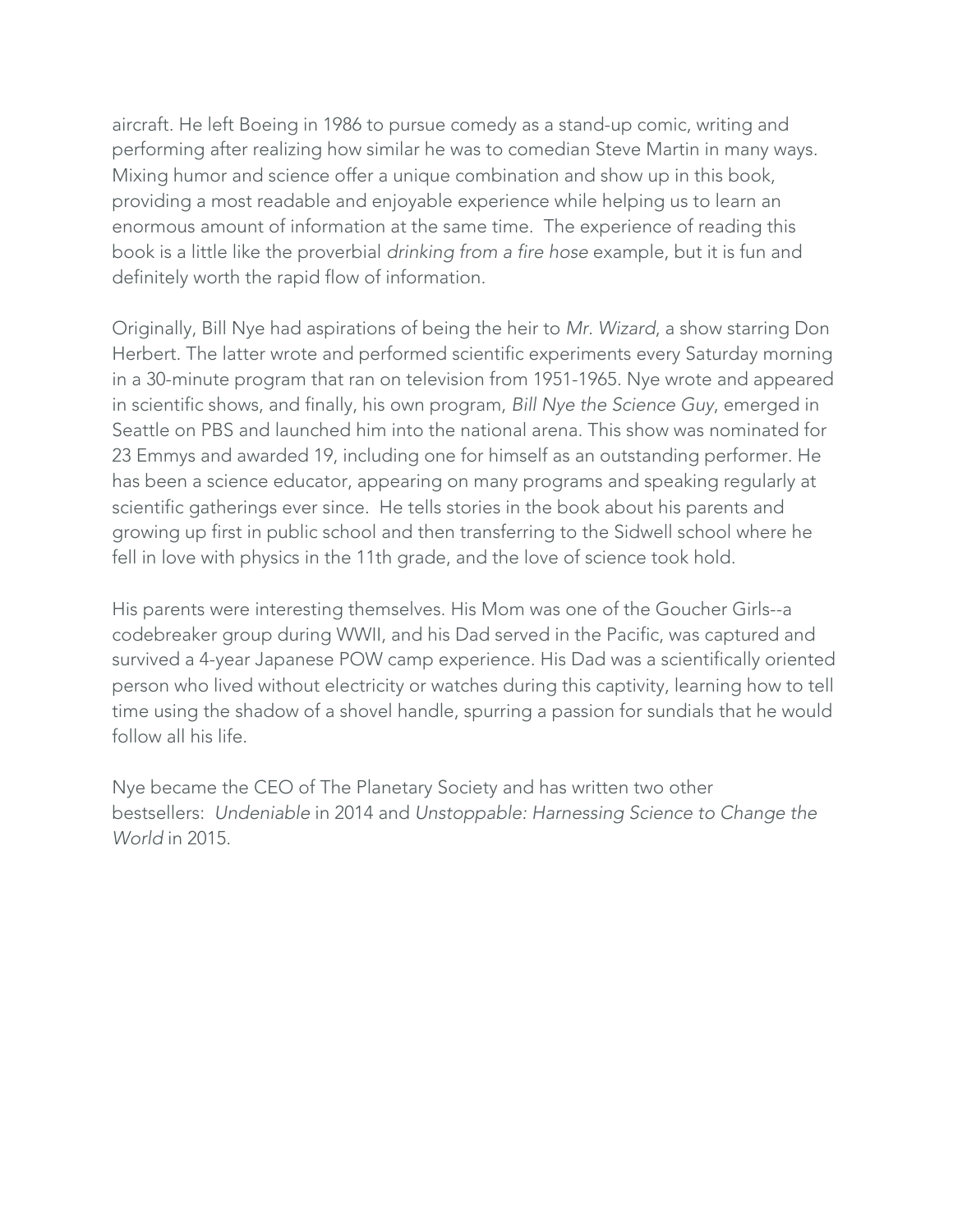aircraft. He left Boeing in 1986 to pursue comedy as a stand-up comic, writing and performing after realizing how similar he was to comedian Steve Martin in many ways. Mixing humor and science offer a unique combination and show up in this book, providing a most readable and enjoyable experience while helping us to learn an enormous amount of information at the same time.  The experience of reading this book is a little like the proverbial *drinking from a fire hose* example, but it is fun and definitely worth the rapid flow of information.

Originally, Bill Nye had aspirations of being the heir to *Mr. Wizard*, a show starring Don Herbert. The latter wrote and performed scientific experiments every Saturday morning in a 30-minute program that ran on television from 1951-1965. Nye wrote and appeared in scientific shows, and finally, his own program, *Bill Nye the Science Guy*, emerged in Seattle on PBS and launched him into the national arena. This show was nominated for 23 Emmys and awarded 19, including one for himself as an outstanding performer. He has been a science educator, appearing on many programs and speaking regularly at scientific gatherings ever since.  He tells stories in the book about his parents and growing up first in public school and then transferring to the Sidwell school where he fell in love with physics in the 11th grade, and the love of science took hold.

His parents were interesting themselves. His Mom was one of the Goucher Girls--a codebreaker group during WWII, and his Dad served in the Pacific, was captured and survived a 4-year Japanese POW camp experience. His Dad was a scientifically oriented person who lived without electricity or watches during this captivity, learning how to tell time using the shadow of a shovel handle, spurring a passion for sundials that he would follow all his life.

Nye became the CEO of The Planetary Society and has written two other bestsellers:  *Undeniable* in 2014 and *Unstoppable: Harnessing Science to Change the World* in 2015.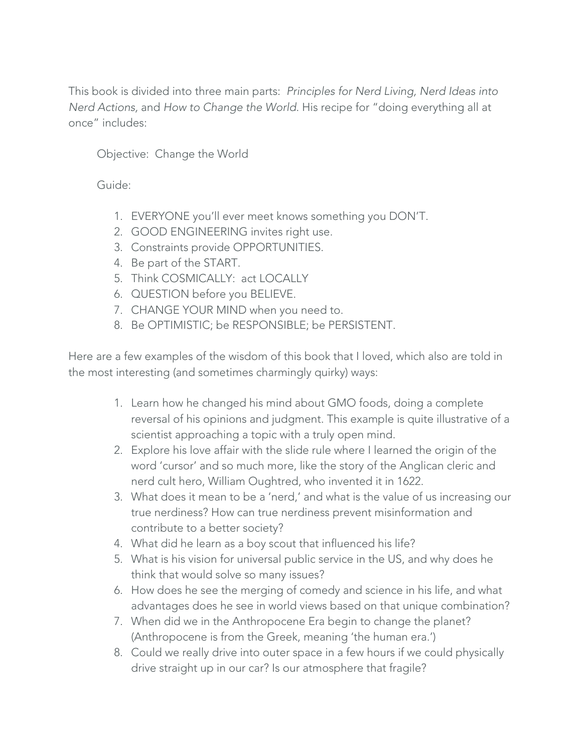This book is divided into three main parts: *Principles for Nerd Living, Nerd Ideas into Nerd Actions,* and *How to Change the World*. His recipe for "doing everything all at once" includes:

Objective: Change the World

Guide:

1. EVERYONE you'll ever meet knows something you DON'T.
2. GOOD ENGINEERING invites right use.
3. Constraints provide OPPORTUNITIES.
4. Be part of the START.
5. Think COSMICALLY: act LOCALLY
6. QUESTION before you BELIEVE.
7. CHANGE YOUR MIND when you need to.
8. Be OPTIMISTIC; be RESPONSIBLE; be PERSISTENT.

Here are a few examples of the wisdom of this book that I loved, which also are told in the most interesting (and sometimes charmingly quirky) ways:

1. Learn how he changed his mind about GMO foods, doing a complete reversal of his opinions and judgment. This example is quite illustrative of a scientist approaching a topic with a truly open mind.
2. Explore his love affair with the slide rule where I learned the origin of the word 'cursor' and so much more, like the story of the Anglican cleric and nerd cult hero, William Oughtred, who invented it in 1622.
3. What does it mean to be a 'nerd,' and what is the value of us increasing our true nerdiness? How can true nerdiness prevent misinformation and contribute to a better society?
4. What did he learn as a boy scout that influenced his life?
5. What is his vision for universal public service in the US, and why does he think that would solve so many issues?
6. How does he see the merging of comedy and science in his life, and what advantages does he see in world views based on that unique combination?
7. When did we in the Anthropocene Era begin to change the planet? (Anthropocene is from the Greek, meaning 'the human era.')
8. Could we really drive into outer space in a few hours if we could physically drive straight up in our car? Is our atmosphere that fragile?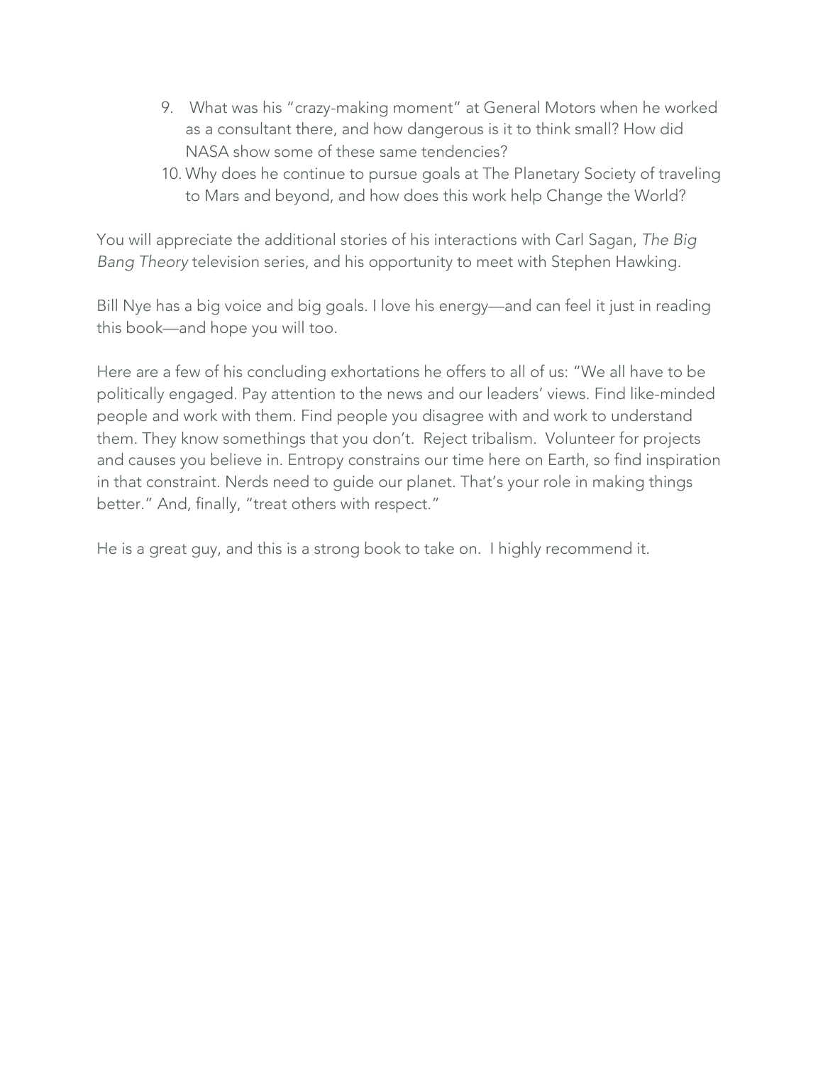9. What was his "crazy-making moment" at General Motors when he worked as a consultant there, and how dangerous is it to think small? How did NASA show some of these same tendencies?
10. Why does he continue to pursue goals at The Planetary Society of traveling to Mars and beyond, and how does this work help Change the World?

You will appreciate the additional stories of his interactions with Carl Sagan, *The Big Bang Theory* television series, and his opportunity to meet with Stephen Hawking.

Bill Nye has a big voice and big goals. I love his energy—and can feel it just in reading this book—and hope you will too.

Here are a few of his concluding exhortations he offers to all of us: "We all have to be politically engaged. Pay attention to the news and our leaders' views. Find like-minded people and work with them. Find people you disagree with and work to understand them. They know somethings that you don't. Reject tribalism. Volunteer for projects and causes you believe in. Entropy constrains our time here on Earth, so find inspiration in that constraint. Nerds need to guide our planet. That's your role in making things better." And, finally, "treat others with respect."

He is a great guy, and this is a strong book to take on. I highly recommend it.